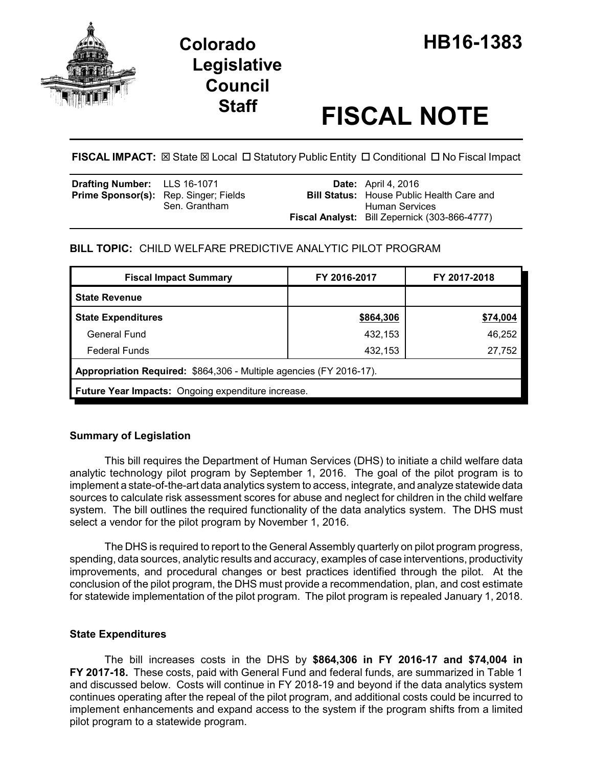# Colorado Legislative Council Staff

# HB16-1383

# FISCAL NOTE

**FISCAL IMPACT:** ☒ State ☒ Local ☐ Statutory Public Entity ☐ Conditional ☐ No Fiscal Impact

| | | | |
|---|---|---|---|
| **Drafting Number:** | LLS 16-1071 | **Date:** | April 4, 2016 |
| **Prime Sponsor(s):** | Rep. Singer; Fields<br>Sen. Grantham | **Bill Status:** | House Public Health Care and Human Services |
| | | **Fiscal Analyst:** | Bill Zepernick (303-866-4777) |

**BILL TOPIC:** CHILD WELFARE PREDICTIVE ANALYTIC PILOT PROGRAM

| Fiscal Impact Summary | FY 2016-2017 | FY 2017-2018 |
|---|---|---|
| **State Revenue** | | |
| **State Expenditures** | **$864,306** | **$74,004** |
| General Fund | 432,153 | 46,252 |
| Federal Funds | 432,153 | 27,752 |
| **Appropriation Required:** $864,306 - Multiple agencies (FY 2016-17). | | |
| **Future Year Impacts:** Ongoing expenditure increase. | | |

### Summary of Legislation

This bill requires the Department of Human Services (DHS) to initiate a child welfare data analytic technology pilot program by September 1, 2016. The goal of the pilot program is to implement a state-of-the-art data analytics system to access, integrate, and analyze statewide data sources to calculate risk assessment scores for abuse and neglect for children in the child welfare system. The bill outlines the required functionality of the data analytics system. The DHS must select a vendor for the pilot program by November 1, 2016.

The DHS is required to report to the General Assembly quarterly on pilot program progress, spending, data sources, analytic results and accuracy, examples of case interventions, productivity improvements, and procedural changes or best practices identified through the pilot. At the conclusion of the pilot program, the DHS must provide a recommendation, plan, and cost estimate for statewide implementation of the pilot program. The pilot program is repealed January 1, 2018.

### State Expenditures

The bill increases costs in the DHS by **$864,306 in FY 2016-17 and $74,004 in FY 2017-18.** These costs, paid with General Fund and federal funds, are summarized in Table 1 and discussed below. Costs will continue in FY 2018-19 and beyond if the data analytics system continues operating after the repeal of the pilot program, and additional costs could be incurred to implement enhancements and expand access to the system if the program shifts from a limited pilot program to a statewide program.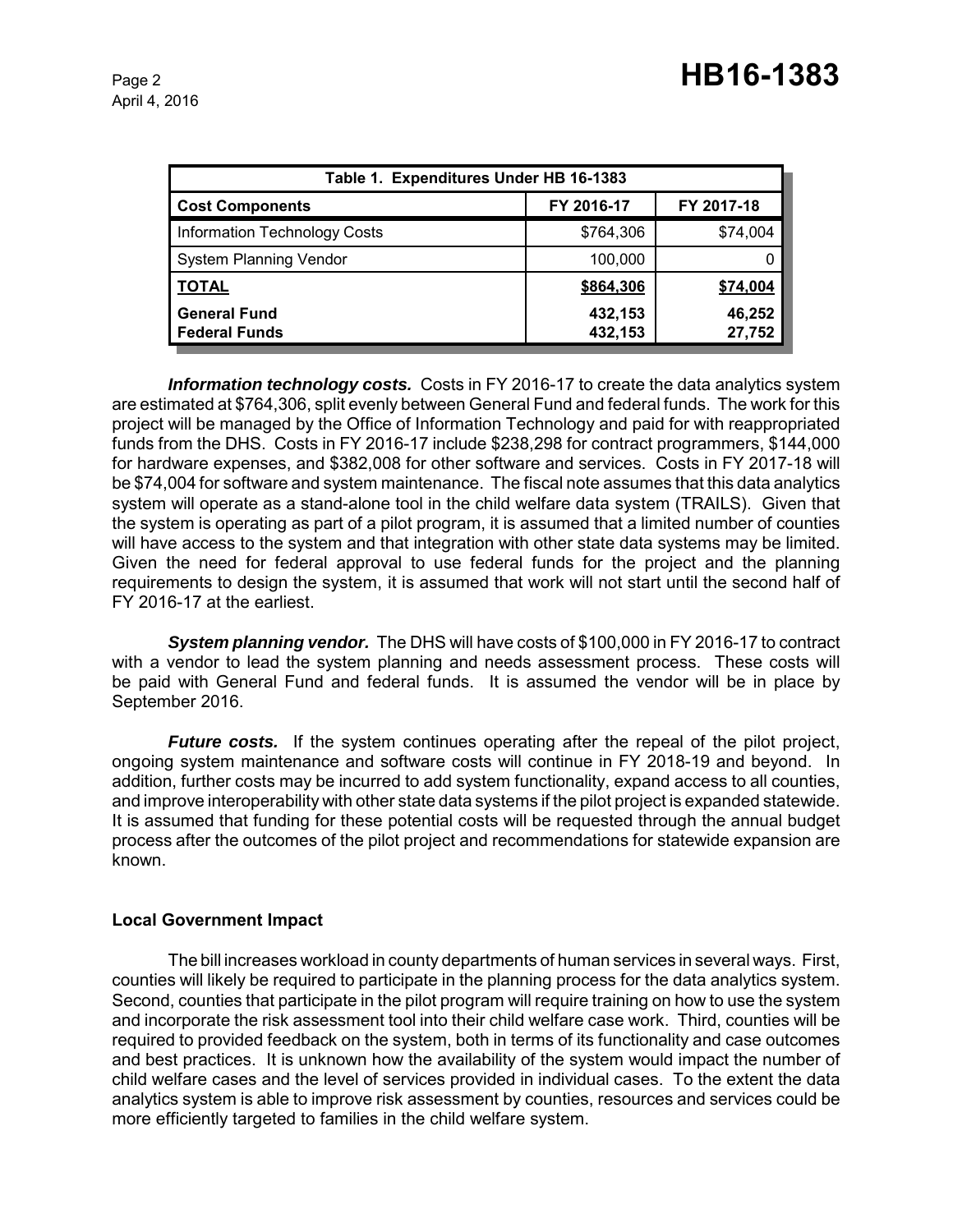| Table 1. Expenditures Under HB 16-1383 | | |
|---|---|---|
| **Cost Components** | **FY 2016-17** | **FY 2017-18** |
| Information Technology Costs | $764,306 | $74,004 |
| System Planning Vendor | 100,000 | 0 |
| **TOTAL** | **$864,306** | **$74,004** |
| **General Fund** | **432,153** | **46,252** |
| **Federal Funds** | **432,153** | **27,752** |

***Information technology costs.*** Costs in FY 2016-17 to create the data analytics system are estimated at $764,306, split evenly between General Fund and federal funds. The work for this project will be managed by the Office of Information Technology and paid for with reappropriated funds from the DHS. Costs in FY 2016-17 include $238,298 for contract programmers, $144,000 for hardware expenses, and $382,008 for other software and services. Costs in FY 2017-18 will be $74,004 for software and system maintenance. The fiscal note assumes that this data analytics system will operate as a stand-alone tool in the child welfare data system (TRAILS). Given that the system is operating as part of a pilot program, it is assumed that a limited number of counties will have access to the system and that integration with other state data systems may be limited. Given the need for federal approval to use federal funds for the project and the planning requirements to design the system, it is assumed that work will not start until the second half of FY 2016-17 at the earliest.

***System planning vendor.*** The DHS will have costs of $100,000 in FY 2016-17 to contract with a vendor to lead the system planning and needs assessment process. These costs will be paid with General Fund and federal funds. It is assumed the vendor will be in place by September 2016.

***Future costs.*** If the system continues operating after the repeal of the pilot project, ongoing system maintenance and software costs will continue in FY 2018-19 and beyond. In addition, further costs may be incurred to add system functionality, expand access to all counties, and improve interoperability with other state data systems if the pilot project is expanded statewide. It is assumed that funding for these potential costs will be requested through the annual budget process after the outcomes of the pilot project and recommendations for statewide expansion are known.

### Local Government Impact

The bill increases workload in county departments of human services in several ways. First, counties will likely be required to participate in the planning process for the data analytics system. Second, counties that participate in the pilot program will require training on how to use the system and incorporate the risk assessment tool into their child welfare case work. Third, counties will be required to provided feedback on the system, both in terms of its functionality and case outcomes and best practices. It is unknown how the availability of the system would impact the number of child welfare cases and the level of services provided in individual cases. To the extent the data analytics system is able to improve risk assessment by counties, resources and services could be more efficiently targeted to families in the child welfare system.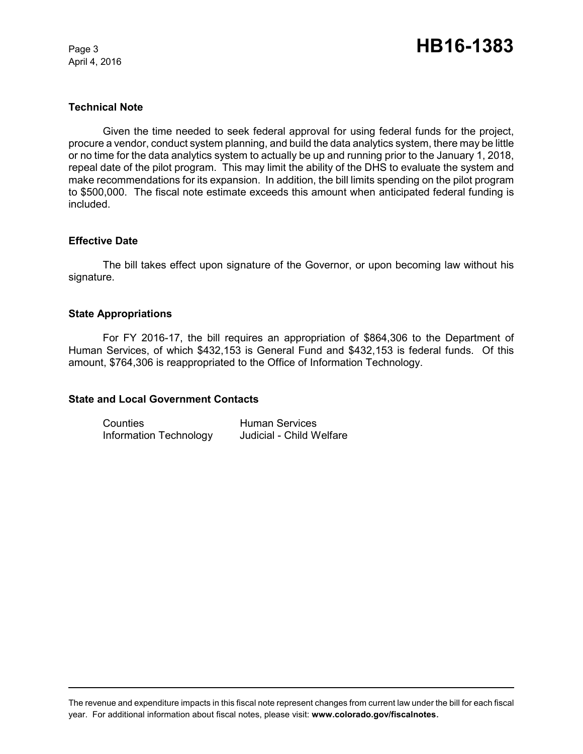### Technical Note

Given the time needed to seek federal approval for using federal funds for the project, procure a vendor, conduct system planning, and build the data analytics system, there may be little or no time for the data analytics system to actually be up and running prior to the January 1, 2018, repeal date of the pilot program. This may limit the ability of the DHS to evaluate the system and make recommendations for its expansion. In addition, the bill limits spending on the pilot program to $500,000. The fiscal note estimate exceeds this amount when anticipated federal funding is included.

### Effective Date

The bill takes effect upon signature of the Governor, or upon becoming law without his signature.

### State Appropriations

For FY 2016-17, the bill requires an appropriation of $864,306 to the Department of Human Services, of which $432,153 is General Fund and $432,153 is federal funds. Of this amount, $764,306 is reappropriated to the Office of Information Technology.

### State and Local Government Contacts

| | |
|---|---|
| Counties | Human Services |
| Information Technology | Judicial - Child Welfare |

The revenue and expenditure impacts in this fiscal note represent changes from current law under the bill for each fiscal year. For additional information about fiscal notes, please visit: **www.colorado.gov/fiscalnotes.**